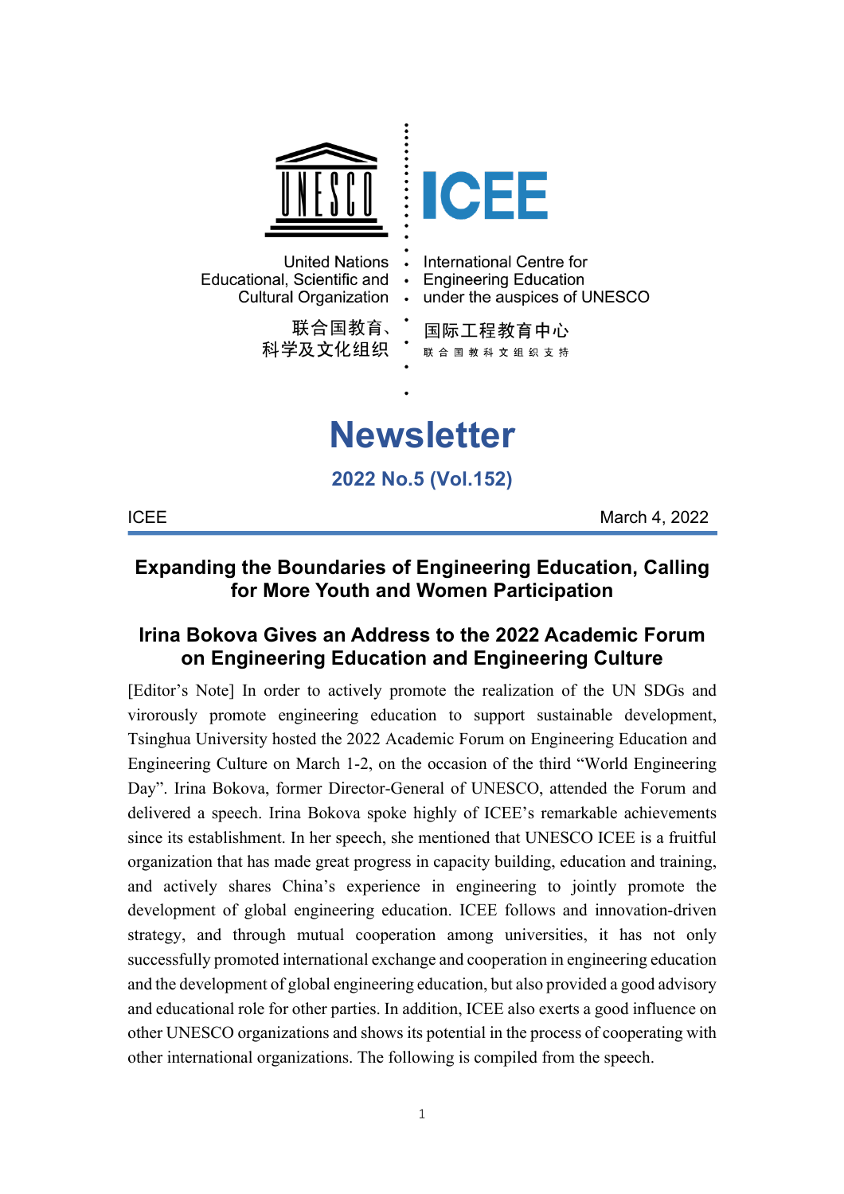United Nations Educational, Scientific and Cultural Organization

联合国教育、科学及文化组织

ICEE

International Centre for Engineering Education under the auspices of UNESCO

国际工程教育中心

联合国教科文组织支持

# Newsletter

**2022 No.5 (Vol.152)**

ICEE March 4, 2022

## Expanding the Boundaries of Engineering Education, Calling for More Youth and Women Participation

## Irina Bokova Gives an Address to the 2022 Academic Forum on Engineering Education and Engineering Culture

[Editor's Note] In order to actively promote the realization of the UN SDGs and virorously promote engineering education to support sustainable development, Tsinghua University hosted the 2022 Academic Forum on Engineering Education and Engineering Culture on March 1-2, on the occasion of the third "World Engineering Day". Irina Bokova, former Director-General of UNESCO, attended the Forum and delivered a speech. Irina Bokova spoke highly of ICEE's remarkable achievements since its establishment. In her speech, she mentioned that UNESCO ICEE is a fruitful organization that has made great progress in capacity building, education and training, and actively shares China's experience in engineering to jointly promote the development of global engineering education. ICEE follows and innovation-driven strategy, and through mutual cooperation among universities, it has not only successfully promoted international exchange and cooperation in engineering education and the development of global engineering education, but also provided a good advisory and educational role for other parties. In addition, ICEE also exerts a good influence on other UNESCO organizations and shows its potential in the process of cooperating with other international organizations. The following is compiled from the speech.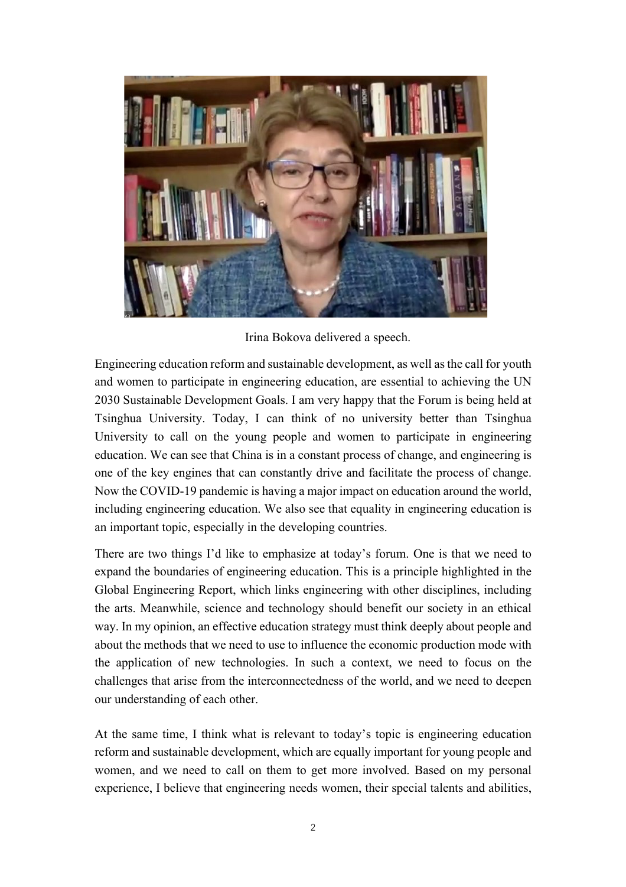Irina Bokova delivered a speech.

Engineering education reform and sustainable development, as well as the call for youth and women to participate in engineering education, are essential to achieving the UN 2030 Sustainable Development Goals. I am very happy that the Forum is being held at Tsinghua University. Today, I can think of no university better than Tsinghua University to call on the young people and women to participate in engineering education. We can see that China is in a constant process of change, and engineering is one of the key engines that can constantly drive and facilitate the process of change. Now the COVID-19 pandemic is having a major impact on education around the world, including engineering education. We also see that equality in engineering education is an important topic, especially in the developing countries.

There are two things I'd like to emphasize at today's forum. One is that we need to expand the boundaries of engineering education. This is a principle highlighted in the Global Engineering Report, which links engineering with other disciplines, including the arts. Meanwhile, science and technology should benefit our society in an ethical way. In my opinion, an effective education strategy must think deeply about people and about the methods that we need to use to influence the economic production mode with the application of new technologies. In such a context, we need to focus on the challenges that arise from the interconnectedness of the world, and we need to deepen our understanding of each other.

At the same time, I think what is relevant to today's topic is engineering education reform and sustainable development, which are equally important for young people and women, and we need to call on them to get more involved. Based on my personal experience, I believe that engineering needs women, their special talents and abilities,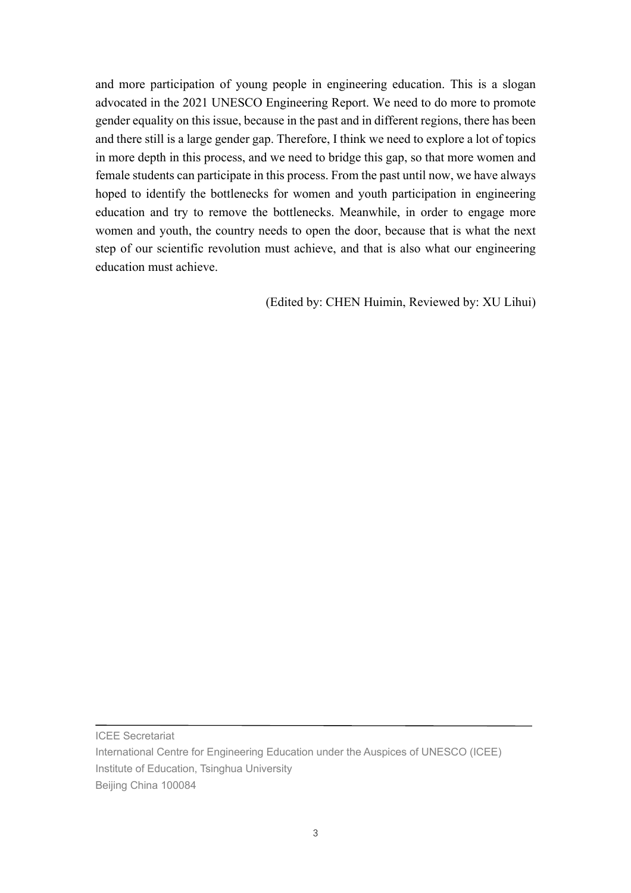and more participation of young people in engineering education. This is a slogan advocated in the 2021 UNESCO Engineering Report. We need to do more to promote gender equality on this issue, because in the past and in different regions, there has been and there still is a large gender gap. Therefore, I think we need to explore a lot of topics in more depth in this process, and we need to bridge this gap, so that more women and female students can participate in this process. From the past until now, we have always hoped to identify the bottlenecks for women and youth participation in engineering education and try to remove the bottlenecks. Meanwhile, in order to engage more women and youth, the country needs to open the door, because that is what the next step of our scientific revolution must achieve, and that is also what our engineering education must achieve.

(Edited by: CHEN Huimin, Reviewed by: XU Lihui)

---

ICEE Secretariat
International Centre for Engineering Education under the Auspices of UNESCO (ICEE)
Institute of Education, Tsinghua University
Beijing China 100084